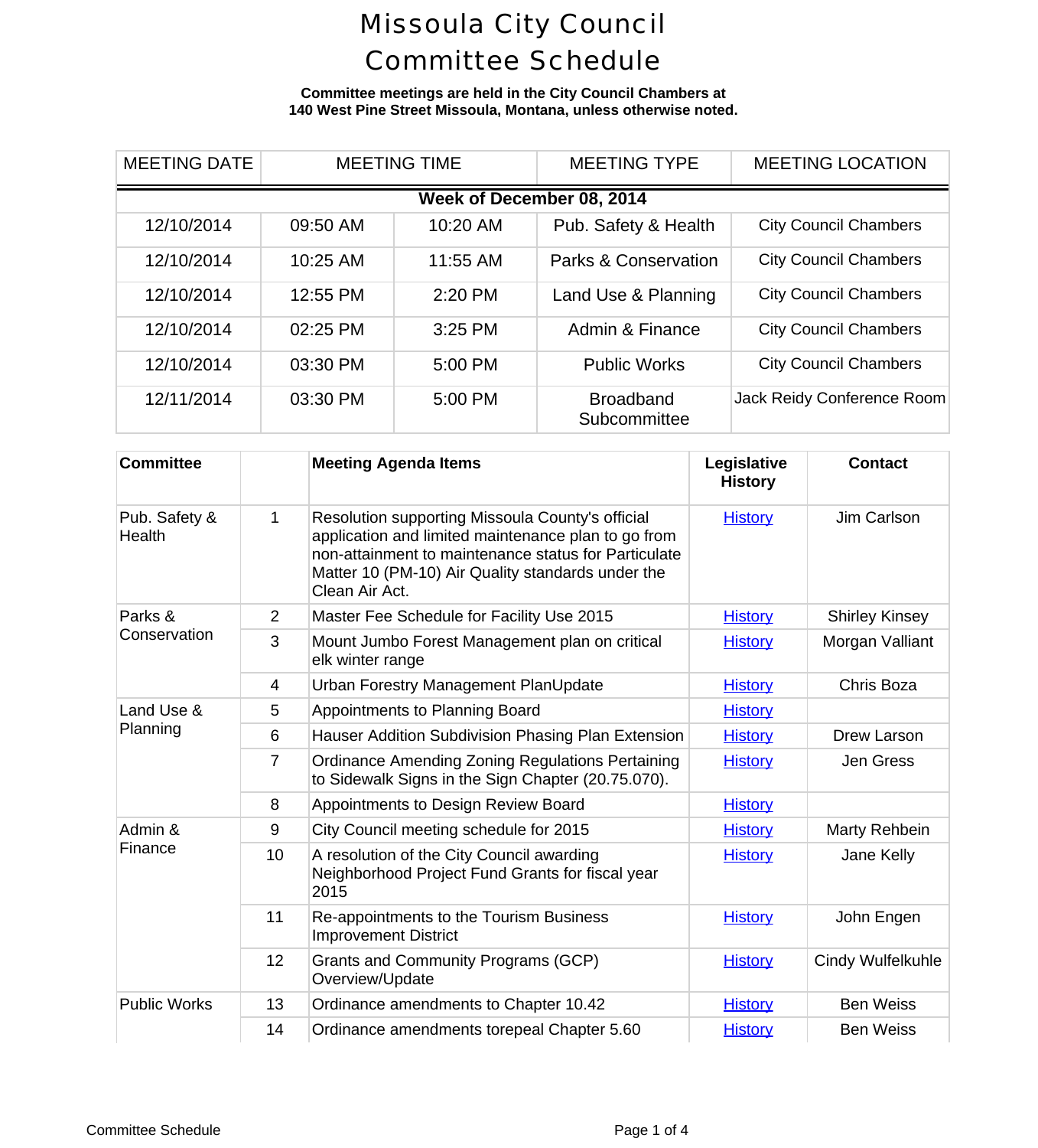# Missoula City Council Committee Schedule

**Committee meetings are held in the City Council Chambers at 140 West Pine Street Missoula, Montana, unless otherwise noted.**

| MEETING DATE | MEETING TIME | | MEETING TYPE | MEETING LOCATION |
|---|---|---|---|---|
| **Week of December 08, 2014** | | | | |
| 12/10/2014 | 09:50 AM | 10:20 AM | Pub. Safety & Health | City Council Chambers |
| 12/10/2014 | 10:25 AM | 11:55 AM | Parks & Conservation | City Council Chambers |
| 12/10/2014 | 12:55 PM | 2:20 PM | Land Use & Planning | City Council Chambers |
| 12/10/2014 | 02:25 PM | 3:25 PM | Admin & Finance | City Council Chambers |
| 12/10/2014 | 03:30 PM | 5:00 PM | Public Works | City Council Chambers |
| 12/11/2014 | 03:30 PM | 5:00 PM | Broadband Subcommittee | Jack Reidy Conference Room |

| Committee | | Meeting Agenda Items | Legislative History | Contact |
|---|---|---|---|---|
| Pub. Safety & Health | 1 | Resolution supporting Missoula County's official application and limited maintenance plan to go from non-attainment to maintenance status for Particulate Matter 10 (PM-10) Air Quality standards under the Clean Air Act. | History | Jim Carlson |
| Parks & Conservation | 2 | Master Fee Schedule for Facility Use 2015 | History | Shirley Kinsey |
| | 3 | Mount Jumbo Forest Management plan on critical elk winter range | History | Morgan Valliant |
| | 4 | Urban Forestry Management PlanUpdate | History | Chris Boza |
| Land Use & Planning | 5 | Appointments to Planning Board | History | |
| | 6 | Hauser Addition Subdivision Phasing Plan Extension | History | Drew Larson |
| | 7 | Ordinance Amending Zoning Regulations Pertaining to Sidewalk Signs in the Sign Chapter (20.75.070). | History | Jen Gress |
| | 8 | Appointments to Design Review Board | History | |
| Admin & Finance | 9 | City Council meeting schedule for 2015 | History | Marty Rehbein |
| | 10 | A resolution of the City Council awarding Neighborhood Project Fund Grants for fiscal year 2015 | History | Jane Kelly |
| | 11 | Re-appointments to the Tourism Business Improvement District | History | John Engen |
| | 12 | Grants and Community Programs (GCP) Overview/Update | History | Cindy Wulfelkuhle |
| Public Works | 13 | Ordinance amendments to Chapter 10.42 | History | Ben Weiss |
| | 14 | Ordinance amendments torepeal Chapter 5.60 | History | Ben Weiss |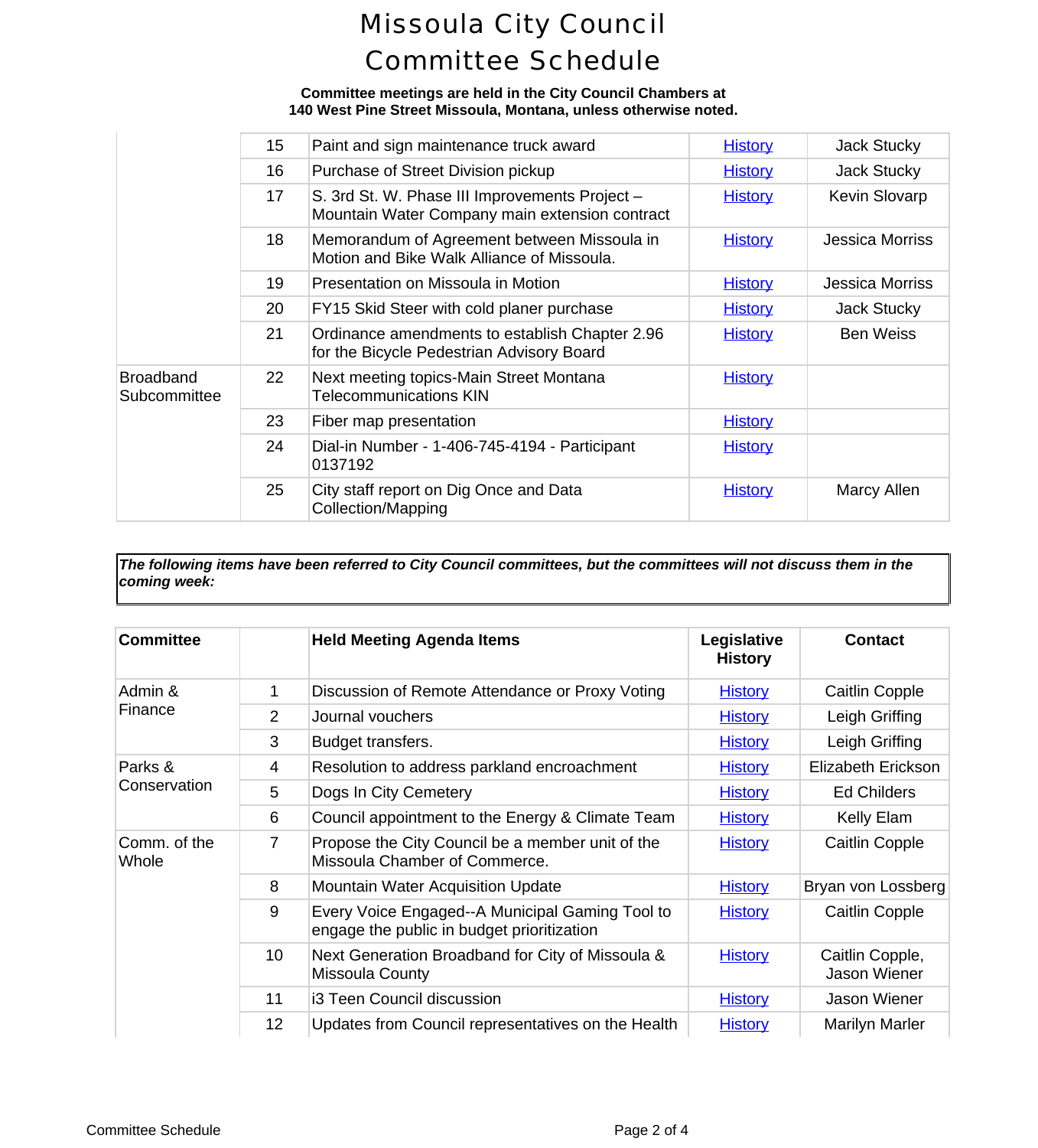# Missoula City Council Committee Schedule

**Committee meetings are held in the City Council Chambers at 140 West Pine Street Missoula, Montana, unless otherwise noted.**

| | | | | |
|---|---|---|---|---|
| | 15 | Paint and sign maintenance truck award | History | Jack Stucky |
| | 16 | Purchase of Street Division pickup | History | Jack Stucky |
| | 17 | S. 3rd St. W. Phase III Improvements Project – Mountain Water Company main extension contract | History | Kevin Slovarp |
| | 18 | Memorandum of Agreement between Missoula in Motion and Bike Walk Alliance of Missoula. | History | Jessica Morriss |
| | 19 | Presentation on Missoula in Motion | History | Jessica Morriss |
| | 20 | FY15 Skid Steer with cold planer purchase | History | Jack Stucky |
| | 21 | Ordinance amendments to establish Chapter 2.96 for the Bicycle Pedestrian Advisory Board | History | Ben Weiss |
| Broadband Subcommittee | 22 | Next meeting topics-Main Street Montana Telecommunications KIN | History | |
| | 23 | Fiber map presentation | History | |
| | 24 | Dial-in Number - 1-406-745-4194 - Participant 0137192 | History | |
| | 25 | City staff report on Dig Once and Data Collection/Mapping | History | Marcy Allen |

***The following items have been referred to City Council committees, but the committees will not discuss them in the coming week:***

| Committee | | Held Meeting Agenda Items | Legislative History | Contact |
|---|---|---|---|---|
| Admin & Finance | 1 | Discussion of Remote Attendance or Proxy Voting | History | Caitlin Copple |
| | 2 | Journal vouchers | History | Leigh Griffing |
| | 3 | Budget transfers. | History | Leigh Griffing |
| Parks & Conservation | 4 | Resolution to address parkland encroachment | History | Elizabeth Erickson |
| | 5 | Dogs In City Cemetery | History | Ed Childers |
| | 6 | Council appointment to the Energy & Climate Team | History | Kelly Elam |
| Comm. of the Whole | 7 | Propose the City Council be a member unit of the Missoula Chamber of Commerce. | History | Caitlin Copple |
| | 8 | Mountain Water Acquisition Update | History | Bryan von Lossberg |
| | 9 | Every Voice Engaged--A Municipal Gaming Tool to engage the public in budget prioritization | History | Caitlin Copple |
| | 10 | Next Generation Broadband for City of Missoula & Missoula County | History | Caitlin Copple, Jason Wiener |
| | 11 | i3 Teen Council discussion | History | Jason Wiener |
| | 12 | Updates from Council representatives on the Health | History | Marilyn Marler |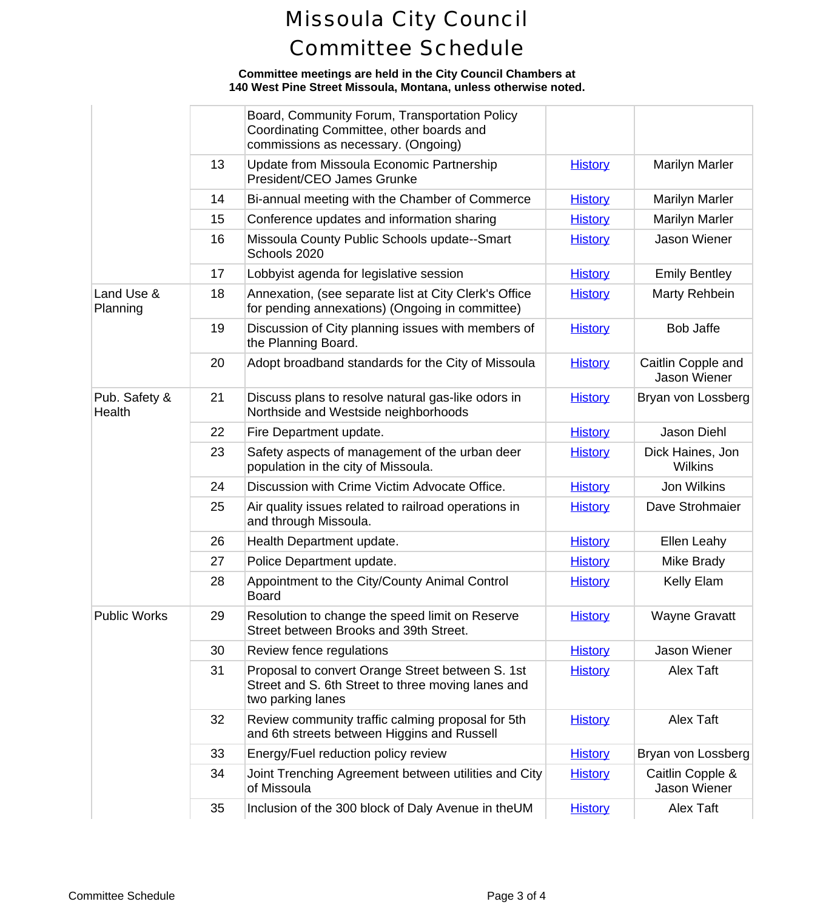# Missoula City Council Committee Schedule

**Committee meetings are held in the City Council Chambers at 140 West Pine Street Missoula, Montana, unless otherwise noted.**

| | | | | |
|---|---|---|---|---|
| | | Board, Community Forum, Transportation Policy Coordinating Committee, other boards and commissions as necessary. (Ongoing) | | |
| | 13 | Update from Missoula Economic Partnership President/CEO James Grunke | History | Marilyn Marler |
| | 14 | Bi-annual meeting with the Chamber of Commerce | History | Marilyn Marler |
| | 15 | Conference updates and information sharing | History | Marilyn Marler |
| | 16 | Missoula County Public Schools update--Smart Schools 2020 | History | Jason Wiener |
| | 17 | Lobbyist agenda for legislative session | History | Emily Bentley |
| Land Use & Planning | 18 | Annexation, (see separate list at City Clerk's Office for pending annexations) (Ongoing in committee) | History | Marty Rehbein |
| | 19 | Discussion of City planning issues with members of the Planning Board. | History | Bob Jaffe |
| | 20 | Adopt broadband standards for the City of Missoula | History | Caitlin Copple and Jason Wiener |
| Pub. Safety & Health | 21 | Discuss plans to resolve natural gas-like odors in Northside and Westside neighborhoods | History | Bryan von Lossberg |
| | 22 | Fire Department update. | History | Jason Diehl |
| | 23 | Safety aspects of management of the urban deer population in the city of Missoula. | History | Dick Haines, Jon Wilkins |
| | 24 | Discussion with Crime Victim Advocate Office. | History | Jon Wilkins |
| | 25 | Air quality issues related to railroad operations in and through Missoula. | History | Dave Strohmaier |
| | 26 | Health Department update. | History | Ellen Leahy |
| | 27 | Police Department update. | History | Mike Brady |
| | 28 | Appointment to the City/County Animal Control Board | History | Kelly Elam |
| Public Works | 29 | Resolution to change the speed limit on Reserve Street between Brooks and 39th Street. | History | Wayne Gravatt |
| | 30 | Review fence regulations | History | Jason Wiener |
| | 31 | Proposal to convert Orange Street between S. 1st Street and S. 6th Street to three moving lanes and two parking lanes | History | Alex Taft |
| | 32 | Review community traffic calming proposal for 5th and 6th streets between Higgins and Russell | History | Alex Taft |
| | 33 | Energy/Fuel reduction policy review | History | Bryan von Lossberg |
| | 34 | Joint Trenching Agreement between utilities and City of Missoula | History | Caitlin Copple & Jason Wiener |
| | 35 | Inclusion of the 300 block of Daly Avenue in theUM | History | Alex Taft |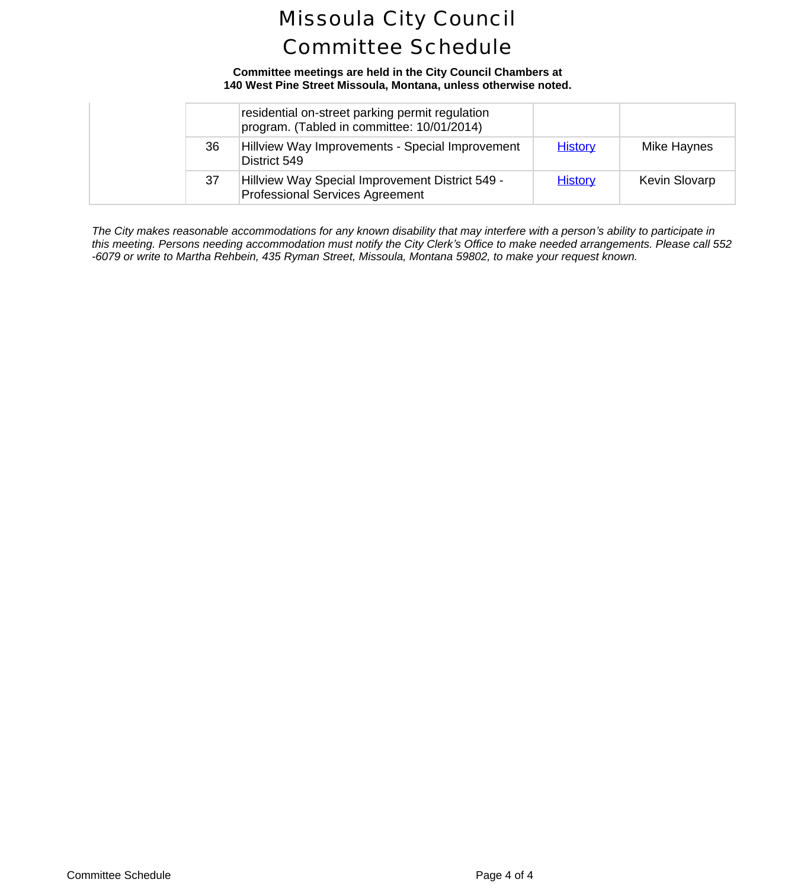# Missoula City Council
# Committee Schedule

**Committee meetings are held in the City Council Chambers at 140 West Pine Street Missoula, Montana, unless otherwise noted.**

| | | | | |
|---|---|---|---|---|
| | | residential on-street parking permit regulation program. (Tabled in committee: 10/01/2014) | | |
| | 36 | Hillview Way Improvements - Special Improvement District 549 | History | Mike Haynes |
| | 37 | Hillview Way Special Improvement District 549 - Professional Services Agreement | History | Kevin Slovarp |

*The City makes reasonable accommodations for any known disability that may interfere with a person's ability to participate in this meeting. Persons needing accommodation must notify the City Clerk's Office to make needed arrangements. Please call 552-6079 or write to Martha Rehbein, 435 Ryman Street, Missoula, Montana 59802, to make your request known.*